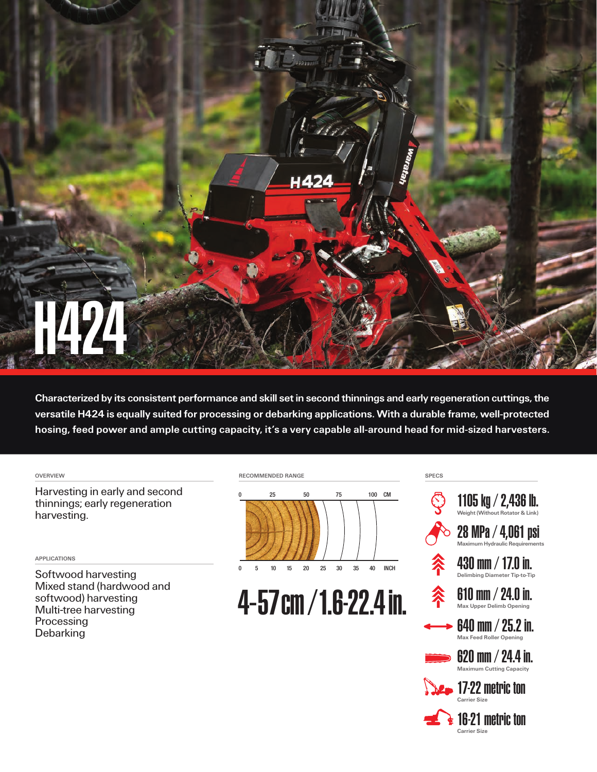# H424

**Characterized by its consistent performance and skill set in second thinnings and early regeneration cuttings, the versatile H424 is equally suited for processing or debarking applications. With a durable frame, well-protected hosing, feed power and ample cutting capacity, it's a very capable all-around head for mid-sized harvesters.**

## OVERVIEW

Harvesting in early and second thinnings; early regeneration harvesting.

## APPLICATIONS

Softwood harvesting
Mixed stand (hardwood and softwood) harvesting
Multi-tree harvesting
Processing
Debarking

## RECOMMENDED RANGE

0 25 50 75 100 CM

0 5 10 15 20 25 30 35 40 INCH

**4-57 cm / 1.6-22.4 in.**

## SPECS

- **1105 kg / 2,436 lb.** Weight (Without Rotator & Link)
- **28 MPa / 4,061 psi** Maximum Hydraulic Requirements
- **430 mm / 17.0 in.** Delimbing Diameter Tip-to-Tip
- **610 mm / 24.0 in.** Max Upper Delimb Opening
- **640 mm / 25.2 in.** Max Feed Roller Opening
- **620 mm / 24.4 in.** Maximum Cutting Capacity
- **17-22 metric ton** Carrier Size
- **16-21 metric ton** Carrier Size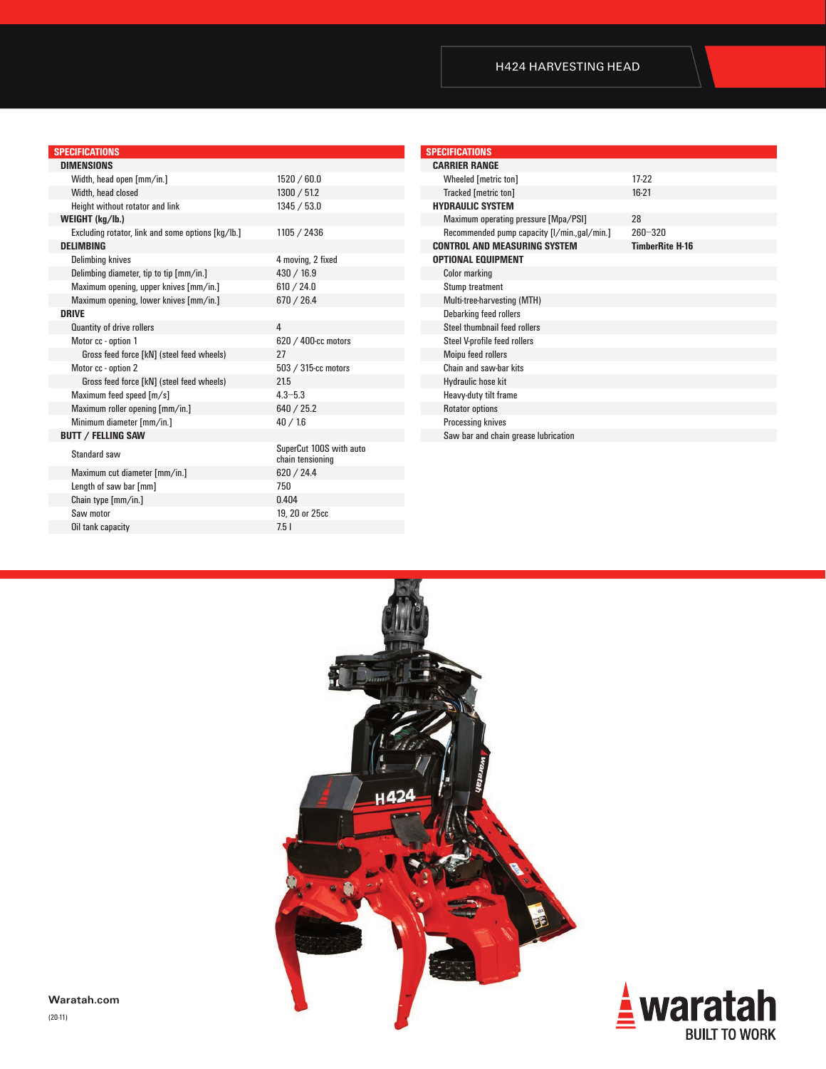# H424 HARVESTING HEAD

| SPECIFICATIONS | |
|---|---|
| **DIMENSIONS** | |
| Width, head open [mm/in.] | 1520 / 60.0 |
| Width, head closed | 1300 / 51.2 |
| Height without rotator and link | 1345 / 53.0 |
| **WEIGHT (kg/lb.)** | |
| Excluding rotator, link and some options [kg/lb.] | 1105 / 2436 |
| **DELIMBING** | |
| Delimbing knives | 4 moving, 2 fixed |
| Delimbing diameter, tip to tip [mm/in.] | 430 / 16.9 |
| Maximum opening, upper knives [mm/in.] | 610 / 24.0 |
| Maximum opening, lower knives [mm/in.] | 670 / 26.4 |
| **DRIVE** | |
| Quantity of drive rollers | 4 |
| Motor cc - option 1 | 620 / 400-cc motors |
| Gross feed force [kN] (steel feed wheels) | 27 |
| Motor cc - option 2 | 503 / 315-cc motors |
| Gross feed force [kN] (steel feed wheels) | 21.5 |
| Maximum feed speed [m/s] | 4.3–5.3 |
| Maximum roller opening [mm/in.] | 640 / 25.2 |
| Minimum diameter [mm/in.] | 40 / 1.6 |
| **BUTT / FELLING SAW** | |
| Standard saw | SuperCut 100S with auto chain tensioning |
| Maximum cut diameter [mm/in.] | 620 / 24.4 |
| Length of saw bar [mm] | 750 |
| Chain type [mm/in.] | 0.404 |
| Saw motor | 19, 20 or 25cc |
| Oil tank capacity | 7.5 l |

| SPECIFICATIONS | |
|---|---|
| **CARRIER RANGE** | |
| Wheeled [metric ton] | 17-22 |
| Tracked [metric ton] | 16-21 |
| **HYDRAULIC SYSTEM** | |
| Maximum operating pressure [Mpa/PSI] | 28 |
| Recommended pump capacity [l/min.,gal/min.] | 260–320 |
| **CONTROL AND MEASURING SYSTEM** | **TimberRite H-16** |
| **OPTIONAL EQUIPMENT** | |
| Color marking | |
| Stump treatment | |
| Multi-tree-harvesting (MTH) | |
| Debarking feed rollers | |
| Steel thumbnail feed rollers | |
| Steel V-profile feed rollers | |
| Moipu feed rollers | |
| Chain and saw-bar kits | |
| Hydraulic hose kit | |
| Heavy-duty tilt frame | |
| Rotator options | |
| Processing knives | |
| Saw bar and chain grease lubrication | |

Waratah.com

(20-11)

waratah
BUILT TO WORK